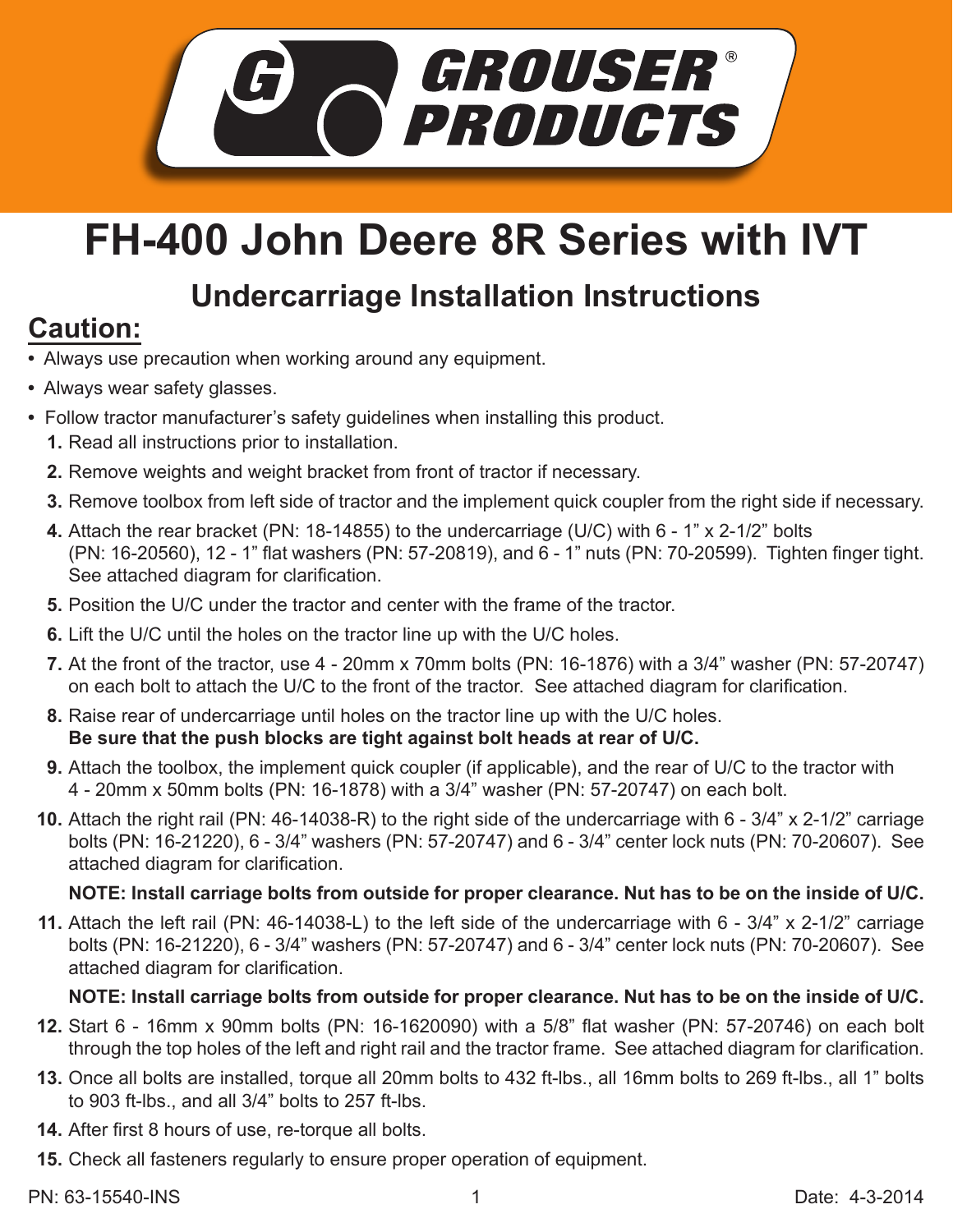GROUSER® PRODUCTS

# FH-400 John Deere 8R Series with IVT

## Undercarriage Installation Instructions

## Caution:

- Always use precaution when working around any equipment.
- Always wear safety glasses.
- Follow tractor manufacturer's safety guidelines when installing this product.

1. Read all instructions prior to installation.
2. Remove weights and weight bracket from front of tractor if necessary.
3. Remove toolbox from left side of tractor and the implement quick coupler from the right side if necessary.
4. Attach the rear bracket (PN: 18-14855) to the undercarriage (U/C) with 6 - 1" x 2-1/2" bolts (PN: 16-20560), 12 - 1" flat washers (PN: 57-20819), and 6 - 1" nuts (PN: 70-20599). Tighten finger tight. See attached diagram for clarification.
5. Position the U/C under the tractor and center with the frame of the tractor.
6. Lift the U/C until the holes on the tractor line up with the U/C holes.
7. At the front of the tractor, use 4 - 20mm x 70mm bolts (PN: 16-1876) with a 3/4" washer (PN: 57-20747) on each bolt to attach the U/C to the front of the tractor. See attached diagram for clarification.
8. Raise rear of undercarriage until holes on the tractor line up with the U/C holes.
   **Be sure that the push blocks are tight against bolt heads at rear of U/C.**
9. Attach the toolbox, the implement quick coupler (if applicable), and the rear of U/C to the tractor with 4 - 20mm x 50mm bolts (PN: 16-1878) with a 3/4" washer (PN: 57-20747) on each bolt.
10. Attach the right rail (PN: 46-14038-R) to the right side of the undercarriage with 6 - 3/4" x 2-1/2" carriage bolts (PN: 16-21220), 6 - 3/4" washers (PN: 57-20747) and 6 - 3/4" center lock nuts (PN: 70-20607). See attached diagram for clarification.

    **NOTE: Install carriage bolts from outside for proper clearance. Nut has to be on the inside of U/C.**
11. Attach the left rail (PN: 46-14038-L) to the left side of the undercarriage with 6 - 3/4" x 2-1/2" carriage bolts (PN: 16-21220), 6 - 3/4" washers (PN: 57-20747) and 6 - 3/4" center lock nuts (PN: 70-20607). See attached diagram for clarification.

    **NOTE: Install carriage bolts from outside for proper clearance. Nut has to be on the inside of U/C.**
12. Start 6 - 16mm x 90mm bolts (PN: 16-1620090) with a 5/8" flat washer (PN: 57-20746) on each bolt through the top holes of the left and right rail and the tractor frame. See attached diagram for clarification.
13. Once all bolts are installed, torque all 20mm bolts to 432 ft-lbs., all 16mm bolts to 269 ft-lbs., all 1" bolts to 903 ft-lbs., and all 3/4" bolts to 257 ft-lbs.
14. After first 8 hours of use, re-torque all bolts.
15. Check all fasteners regularly to ensure proper operation of equipment.

PN: 63-15540-INS

Date: 4-3-2014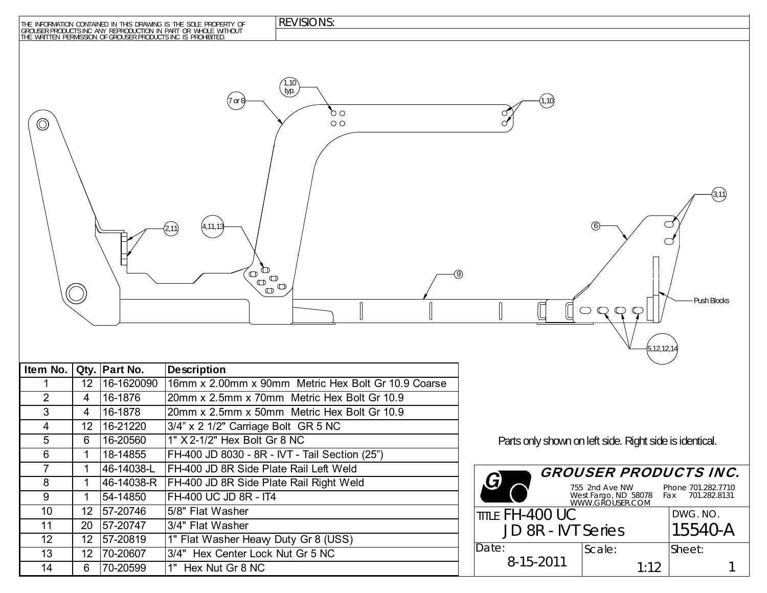THE INFORMATION CONTAINED IN THIS DRAWING IS THE SOLE PROPERTY OF GROUSER PRODUCTS INC ANY REPRODUCTION IN PART OR WHOLE WITHOUT THE WRITTEN PERMISSION OF GROUSER PRODUCTS INC IS PROHIBITED.

REVISIONS:

1,10 typ.

7 or 8

1,10

3,11

6

2,11

4,11,13

9

Push Blocks

5,12,12,14

| Item No. | Qty. | Part No. | Description |
|---|---|---|---|
| 1 | 12 | 16-1620090 | 16mm x 2.00mm x 90mm Metric Hex Bolt Gr 10.9 Coarse |
| 2 | 4 | 16-1876 | 20mm x 2.5mm x 70mm Metric Hex Bolt Gr 10.9 |
| 3 | 4 | 16-1878 | 20mm x 2.5mm x 50mm Metric Hex Bolt Gr 10.9 |
| 4 | 12 | 16-21220 | 3/4" x 2 1/2" Carriage Bolt GR 5 NC |
| 5 | 6 | 16-20560 | 1" X 2-1/2" Hex Bolt Gr 8 NC |
| 6 | 1 | 18-14855 | FH-400 JD 8030 - 8R - IVT - Tail Section (25") |
| 7 | 1 | 46-14038-L | FH-400 JD 8R Side Plate Rail Left Weld |
| 8 | 1 | 46-14038-R | FH-400 JD 8R Side Plate Rail Right Weld |
| 9 | 1 | 54-14850 | FH-400 UC JD 8R - IT4 |
| 10 | 12 | 57-20746 | 5/8" Flat Washer |
| 11 | 20 | 57-20747 | 3/4" Flat Washer |
| 12 | 12 | 57-20819 | 1" Flat Washer Heavy Duty Gr 8 (USS) |
| 13 | 12 | 70-20607 | 3/4" Hex Center Lock Nut Gr 5 NC |
| 14 | 6 | 70-20599 | 1" Hex Nut Gr 8 NC |

Parts only shown on left side. Right side is identical.

**GROUSER PRODUCTS INC.**
755 2nd Ave NW
West Fargo, ND 58078
WWW.GROUSER.COM
Phone 701.282.7710
Fax 701.282.8131

| | | |
|---|---|---|
| TITLE FH-400 UC JD 8R - IVT Series | | DWG. NO. 15540-A |
| Date: 8-15-2011 | Scale: 1:12 | Sheet: 1 |